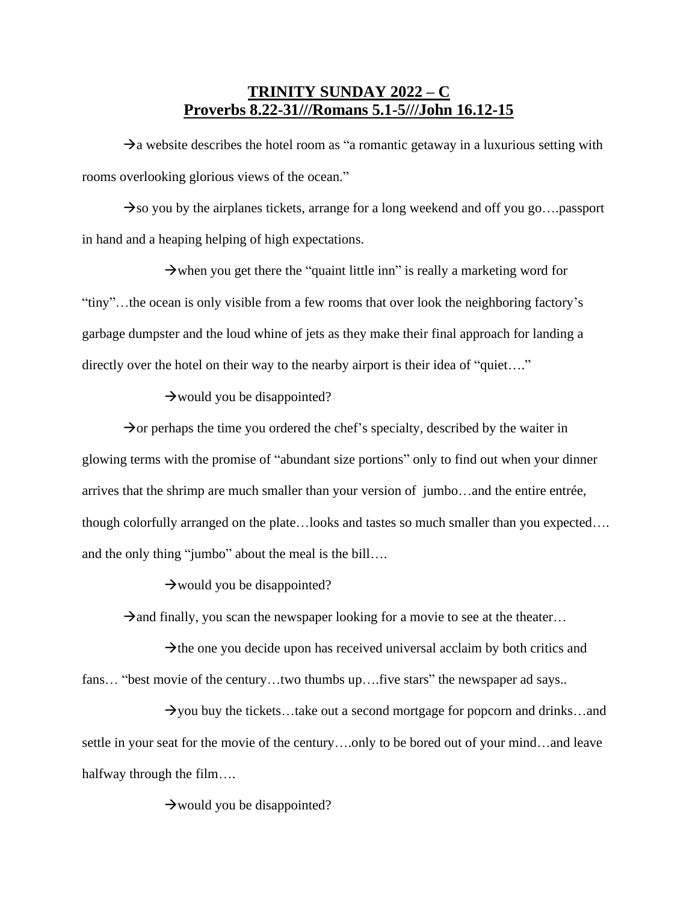# TRINITY SUNDAY 2022 – C
## Proverbs 8.22-31///Romans 5.1-5///John 16.12-15

→a website describes the hotel room as "a romantic getaway in a luxurious setting with rooms overlooking glorious views of the ocean."

→so you by the airplanes tickets, arrange for a long weekend and off you go….passport in hand and a heaping helping of high expectations.

→when you get there the "quaint little inn" is really a marketing word for "tiny"…the ocean is only visible from a few rooms that over look the neighboring factory's garbage dumpster and the loud whine of jets as they make their final approach for landing a directly over the hotel on their way to the nearby airport is their idea of "quiet…."

→would you be disappointed?

→or perhaps the time you ordered the chef's specialty, described by the waiter in glowing terms with the promise of "abundant size portions" only to find out when your dinner arrives that the shrimp are much smaller than your version of jumbo…and the entire entrée, though colorfully arranged on the plate…looks and tastes so much smaller than you expected…. and the only thing "jumbo" about the meal is the bill….

→would you be disappointed?

→and finally, you scan the newspaper looking for a movie to see at the theater…

→the one you decide upon has received universal acclaim by both critics and fans… "best movie of the century…two thumbs up….five stars" the newspaper ad says..

→you buy the tickets…take out a second mortgage for popcorn and drinks…and settle in your seat for the movie of the century….only to be bored out of your mind…and leave halfway through the film….

→would you be disappointed?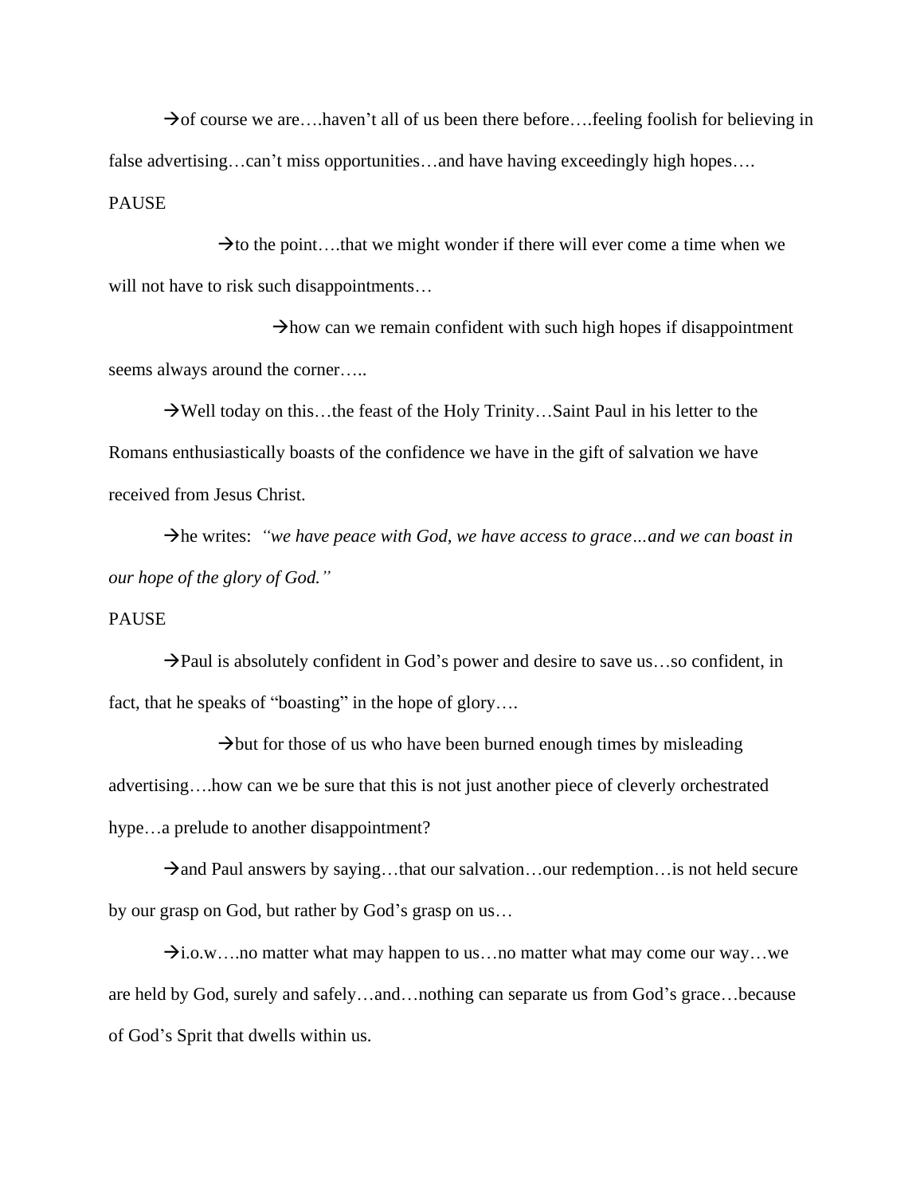→of course we are….haven't all of us been there before….feeling foolish for believing in false advertising…can't miss opportunities…and have having exceedingly high hopes….

PAUSE

→to the point….that we might wonder if there will ever come a time when we will not have to risk such disappointments…

→how can we remain confident with such high hopes if disappointment seems always around the corner…..

→Well today on this…the feast of the Holy Trinity…Saint Paul in his letter to the Romans enthusiastically boasts of the confidence we have in the gift of salvation we have received from Jesus Christ.

→he writes: *"we have peace with God, we have access to grace…and we can boast in our hope of the glory of God."*

PAUSE

→Paul is absolutely confident in God's power and desire to save us…so confident, in fact, that he speaks of "boasting" in the hope of glory….

→but for those of us who have been burned enough times by misleading advertising….how can we be sure that this is not just another piece of cleverly orchestrated hype…a prelude to another disappointment?

→and Paul answers by saying…that our salvation…our redemption…is not held secure by our grasp on God, but rather by God's grasp on us…

→i.o.w….no matter what may happen to us…no matter what may come our way…we are held by God, surely and safely…and…nothing can separate us from God's grace…because of God's Sprit that dwells within us.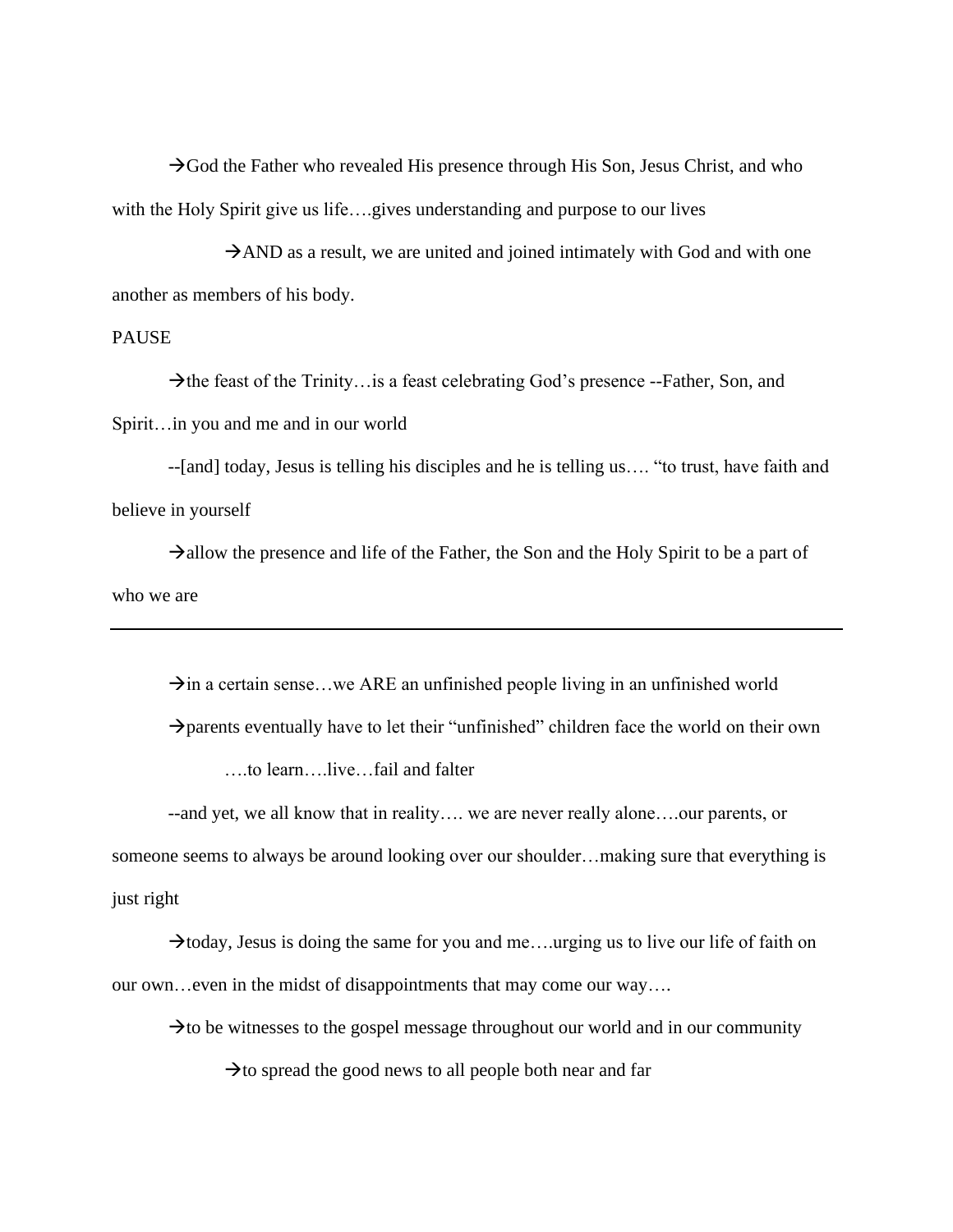→God the Father who revealed His presence through His Son, Jesus Christ, and who with the Holy Spirit give us life….gives understanding and purpose to our lives

→AND as a result, we are united and joined intimately with God and with one another as members of his body.

PAUSE

→the feast of the Trinity…is a feast celebrating God's presence --Father, Son, and Spirit…in you and me and in our world

--[and] today, Jesus is telling his disciples and he is telling us…. "to trust, have faith and believe in yourself

→allow the presence and life of the Father, the Son and the Holy Spirit to be a part of who we are

---

→in a certain sense…we ARE an unfinished people living in an unfinished world

→parents eventually have to let their "unfinished" children face the world on their own

….to learn….live…fail and falter

--and yet, we all know that in reality…. we are never really alone….our parents, or someone seems to always be around looking over our shoulder…making sure that everything is just right

→today, Jesus is doing the same for you and me….urging us to live our life of faith on our own…even in the midst of disappointments that may come our way….

→to be witnesses to the gospel message throughout our world and in our community

→to spread the good news to all people both near and far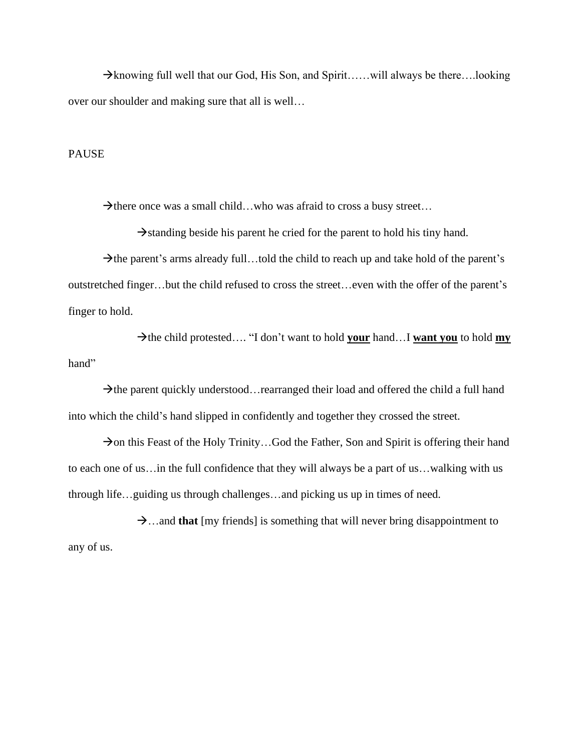→knowing full well that our God, His Son, and Spirit……will always be there….looking over our shoulder and making sure that all is well…

PAUSE

→there once was a small child…who was afraid to cross a busy street…

→standing beside his parent he cried for the parent to hold his tiny hand.

→the parent's arms already full…told the child to reach up and take hold of the parent's outstretched finger…but the child refused to cross the street…even with the offer of the parent's finger to hold.

→the child protested…. "I don't want to hold **<u>your</u>** hand…I **<u>want you</u>** to hold **<u>my</u>** hand"

→the parent quickly understood…rearranged their load and offered the child a full hand into which the child's hand slipped in confidently and together they crossed the street.

→on this Feast of the Holy Trinity…God the Father, Son and Spirit is offering their hand to each one of us…in the full confidence that they will always be a part of us…walking with us through life…guiding us through challenges…and picking us up in times of need.

→…and **that** [my friends] is something that will never bring disappointment to any of us.